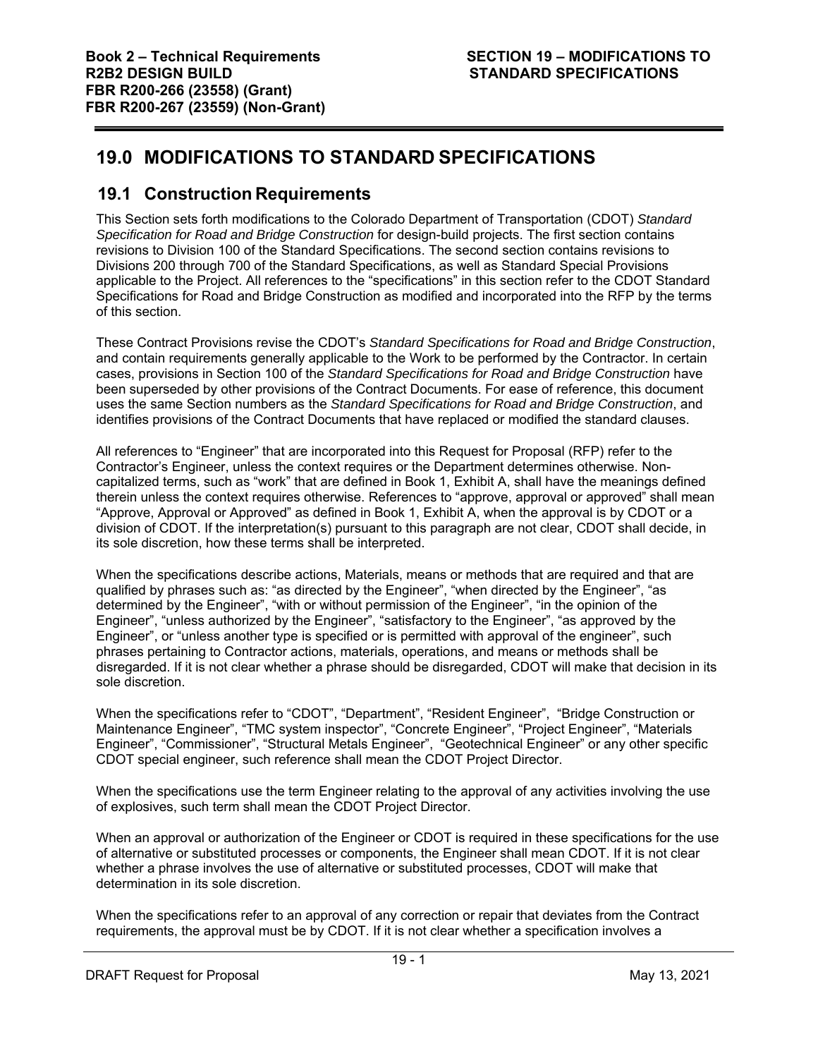# 19.0 MODIFICATIONS TO STANDARD SPECIFICATIONS

## 19.1 Construction Requirements

This Section sets forth modifications to the Colorado Department of Transportation (CDOT) *Standard Specification for Road and Bridge Construction* for design-build projects. The first section contains revisions to Division 100 of the Standard Specifications. The second section contains revisions to Divisions 200 through 700 of the Standard Specifications, as well as Standard Special Provisions applicable to the Project. All references to the "specifications" in this section refer to the CDOT Standard Specifications for Road and Bridge Construction as modified and incorporated into the RFP by the terms of this section.

These Contract Provisions revise the CDOT's *Standard Specifications for Road and Bridge Construction*, and contain requirements generally applicable to the Work to be performed by the Contractor. In certain cases, provisions in Section 100 of the *Standard Specifications for Road and Bridge Construction* have been superseded by other provisions of the Contract Documents. For ease of reference, this document uses the same Section numbers as the *Standard Specifications for Road and Bridge Construction*, and identifies provisions of the Contract Documents that have replaced or modified the standard clauses.

All references to "Engineer" that are incorporated into this Request for Proposal (RFP) refer to the Contractor's Engineer, unless the context requires or the Department determines otherwise. Non-capitalized terms, such as "work" that are defined in Book 1, Exhibit A, shall have the meanings defined therein unless the context requires otherwise. References to "approve, approval or approved" shall mean "Approve, Approval or Approved" as defined in Book 1, Exhibit A, when the approval is by CDOT or a division of CDOT. If the interpretation(s) pursuant to this paragraph are not clear, CDOT shall decide, in its sole discretion, how these terms shall be interpreted.

When the specifications describe actions, Materials, means or methods that are required and that are qualified by phrases such as: "as directed by the Engineer", "when directed by the Engineer", "as determined by the Engineer", "with or without permission of the Engineer", "in the opinion of the Engineer", "unless authorized by the Engineer", "satisfactory to the Engineer", "as approved by the Engineer", or "unless another type is specified or is permitted with approval of the engineer", such phrases pertaining to Contractor actions, materials, operations, and means or methods shall be disregarded. If it is not clear whether a phrase should be disregarded, CDOT will make that decision in its sole discretion.

When the specifications refer to "CDOT", "Department", "Resident Engineer", "Bridge Construction or Maintenance Engineer", "TMC system inspector", "Concrete Engineer", "Project Engineer", "Materials Engineer", "Commissioner", "Structural Metals Engineer", "Geotechnical Engineer" or any other specific CDOT special engineer, such reference shall mean the CDOT Project Director.

When the specifications use the term Engineer relating to the approval of any activities involving the use of explosives, such term shall mean the CDOT Project Director.

When an approval or authorization of the Engineer or CDOT is required in these specifications for the use of alternative or substituted processes or components, the Engineer shall mean CDOT. If it is not clear whether a phrase involves the use of alternative or substituted processes, CDOT will make that determination in its sole discretion.

When the specifications refer to an approval of any correction or repair that deviates from the Contract requirements, the approval must be by CDOT. If it is not clear whether a specification involves a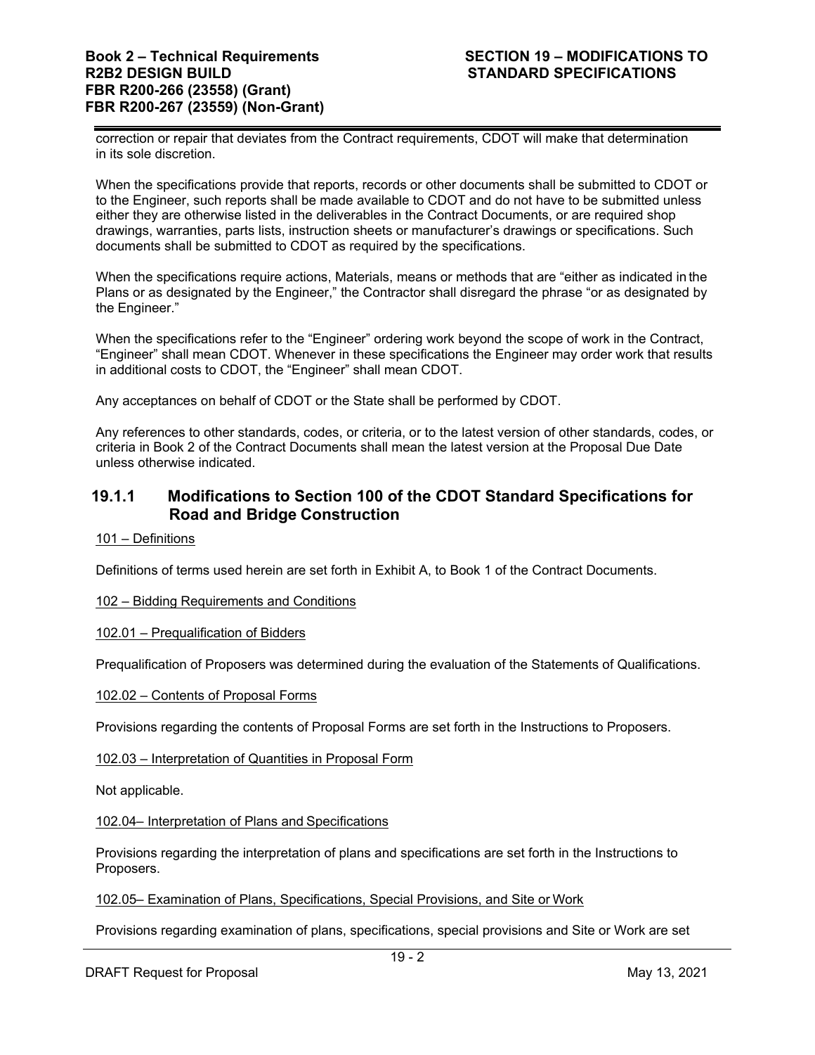correction or repair that deviates from the Contract requirements, CDOT will make that determination in its sole discretion.

When the specifications provide that reports, records or other documents shall be submitted to CDOT or to the Engineer, such reports shall be made available to CDOT and do not have to be submitted unless either they are otherwise listed in the deliverables in the Contract Documents, or are required shop drawings, warranties, parts lists, instruction sheets or manufacturer's drawings or specifications. Such documents shall be submitted to CDOT as required by the specifications.

When the specifications require actions, Materials, means or methods that are "either as indicated in the Plans or as designated by the Engineer," the Contractor shall disregard the phrase "or as designated by the Engineer."

When the specifications refer to the "Engineer" ordering work beyond the scope of work in the Contract, "Engineer" shall mean CDOT. Whenever in these specifications the Engineer may order work that results in additional costs to CDOT, the "Engineer" shall mean CDOT.

Any acceptances on behalf of CDOT or the State shall be performed by CDOT.

Any references to other standards, codes, or criteria, or to the latest version of other standards, codes, or criteria in Book 2 of the Contract Documents shall mean the latest version at the Proposal Due Date unless otherwise indicated.

### 19.1.1 Modifications to Section 100 of the CDOT Standard Specifications for Road and Bridge Construction

101 – Definitions

Definitions of terms used herein are set forth in Exhibit A, to Book 1 of the Contract Documents.

102 – Bidding Requirements and Conditions

102.01 – Prequalification of Bidders

Prequalification of Proposers was determined during the evaluation of the Statements of Qualifications.

102.02 – Contents of Proposal Forms

Provisions regarding the contents of Proposal Forms are set forth in the Instructions to Proposers.

102.03 – Interpretation of Quantities in Proposal Form

Not applicable.

102.04– Interpretation of Plans and Specifications

Provisions regarding the interpretation of plans and specifications are set forth in the Instructions to Proposers.

102.05– Examination of Plans, Specifications, Special Provisions, and Site or Work

Provisions regarding examination of plans, specifications, special provisions and Site or Work are set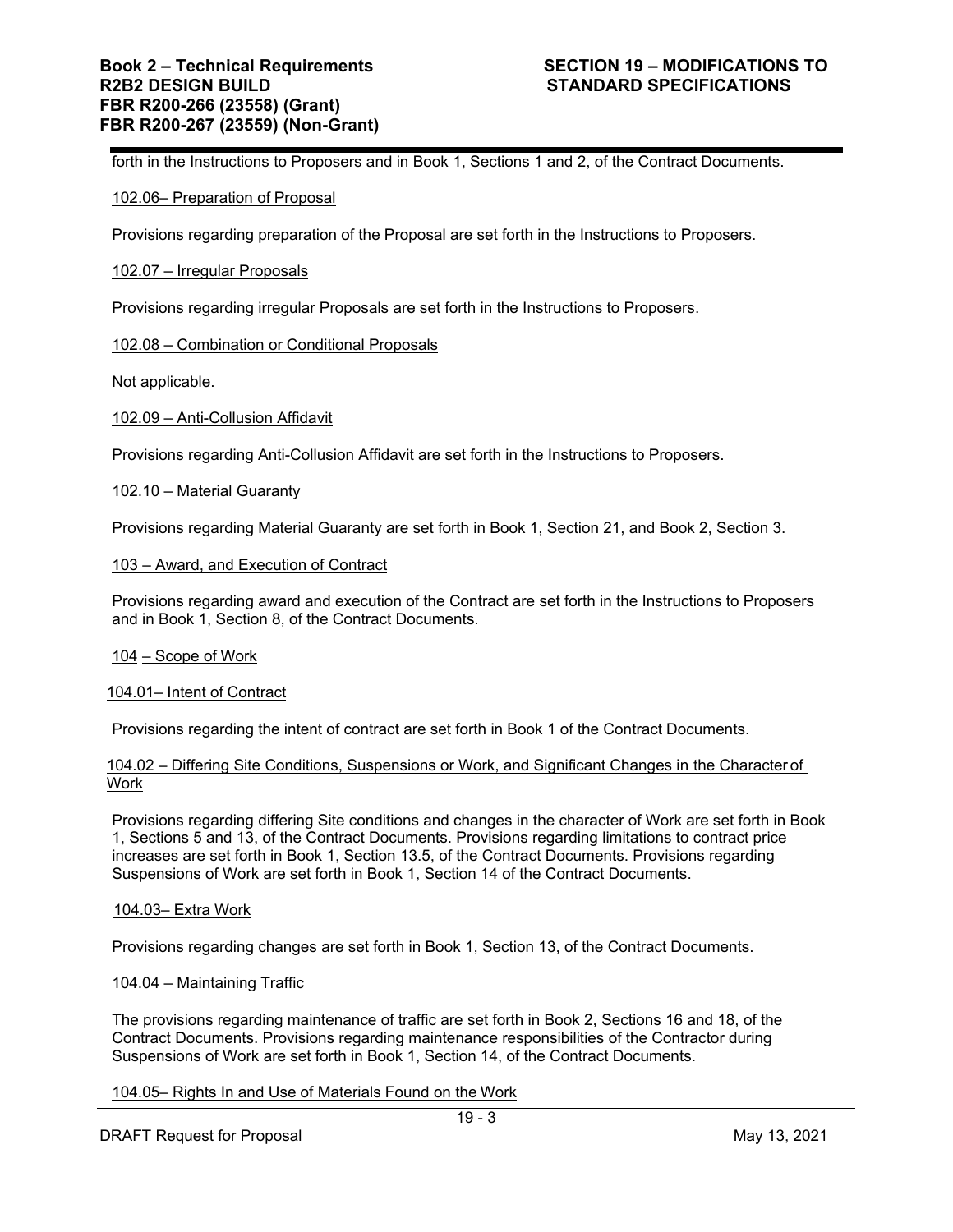forth in the Instructions to Proposers and in Book 1, Sections 1 and 2, of the Contract Documents.

102.06– Preparation of Proposal

Provisions regarding preparation of the Proposal are set forth in the Instructions to Proposers.

102.07 – Irregular Proposals

Provisions regarding irregular Proposals are set forth in the Instructions to Proposers.

102.08 – Combination or Conditional Proposals

Not applicable.

102.09 – Anti-Collusion Affidavit

Provisions regarding Anti-Collusion Affidavit are set forth in the Instructions to Proposers.

102.10 – Material Guaranty

Provisions regarding Material Guaranty are set forth in Book 1, Section 21, and Book 2, Section 3.

103 – Award, and Execution of Contract

Provisions regarding award and execution of the Contract are set forth in the Instructions to Proposers and in Book 1, Section 8, of the Contract Documents.

104 – Scope of Work

104.01– Intent of Contract

Provisions regarding the intent of contract are set forth in Book 1 of the Contract Documents.

104.02 – Differing Site Conditions, Suspensions or Work, and Significant Changes in the Character of Work

Provisions regarding differing Site conditions and changes in the character of Work are set forth in Book 1, Sections 5 and 13, of the Contract Documents. Provisions regarding limitations to contract price increases are set forth in Book 1, Section 13.5, of the Contract Documents. Provisions regarding Suspensions of Work are set forth in Book 1, Section 14 of the Contract Documents.

104.03– Extra Work

Provisions regarding changes are set forth in Book 1, Section 13, of the Contract Documents.

104.04 – Maintaining Traffic

The provisions regarding maintenance of traffic are set forth in Book 2, Sections 16 and 18, of the Contract Documents. Provisions regarding maintenance responsibilities of the Contractor during Suspensions of Work are set forth in Book 1, Section 14, of the Contract Documents.

104.05– Rights In and Use of Materials Found on the Work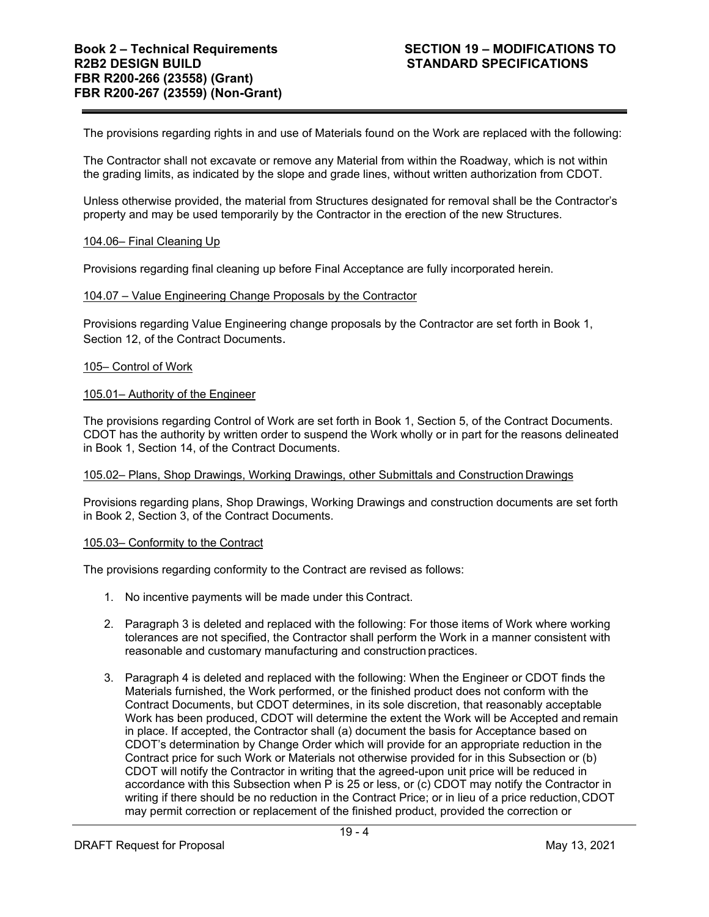The provisions regarding rights in and use of Materials found on the Work are replaced with the following:

The Contractor shall not excavate or remove any Material from within the Roadway, which is not within the grading limits, as indicated by the slope and grade lines, without written authorization from CDOT.

Unless otherwise provided, the material from Structures designated for removal shall be the Contractor's property and may be used temporarily by the Contractor in the erection of the new Structures.

104.06– Final Cleaning Up

Provisions regarding final cleaning up before Final Acceptance are fully incorporated herein.

104.07 – Value Engineering Change Proposals by the Contractor

Provisions regarding Value Engineering change proposals by the Contractor are set forth in Book 1, Section 12, of the Contract Documents.

105– Control of Work

105.01– Authority of the Engineer

The provisions regarding Control of Work are set forth in Book 1, Section 5, of the Contract Documents. CDOT has the authority by written order to suspend the Work wholly or in part for the reasons delineated in Book 1, Section 14, of the Contract Documents.

105.02– Plans, Shop Drawings, Working Drawings, other Submittals and Construction Drawings

Provisions regarding plans, Shop Drawings, Working Drawings and construction documents are set forth in Book 2, Section 3, of the Contract Documents.

105.03– Conformity to the Contract

The provisions regarding conformity to the Contract are revised as follows:

1. No incentive payments will be made under this Contract.
2. Paragraph 3 is deleted and replaced with the following: For those items of Work where working tolerances are not specified, the Contractor shall perform the Work in a manner consistent with reasonable and customary manufacturing and construction practices.
3. Paragraph 4 is deleted and replaced with the following: When the Engineer or CDOT finds the Materials furnished, the Work performed, or the finished product does not conform with the Contract Documents, but CDOT determines, in its sole discretion, that reasonably acceptable Work has been produced, CDOT will determine the extent the Work will be Accepted and remain in place. If accepted, the Contractor shall (a) document the basis for Acceptance based on CDOT's determination by Change Order which will provide for an appropriate reduction in the Contract price for such Work or Materials not otherwise provided for in this Subsection or (b) CDOT will notify the Contractor in writing that the agreed-upon unit price will be reduced in accordance with this Subsection when P is 25 or less, or (c) CDOT may notify the Contractor in writing if there should be no reduction in the Contract Price; or in lieu of a price reduction, CDOT may permit correction or replacement of the finished product, provided the correction or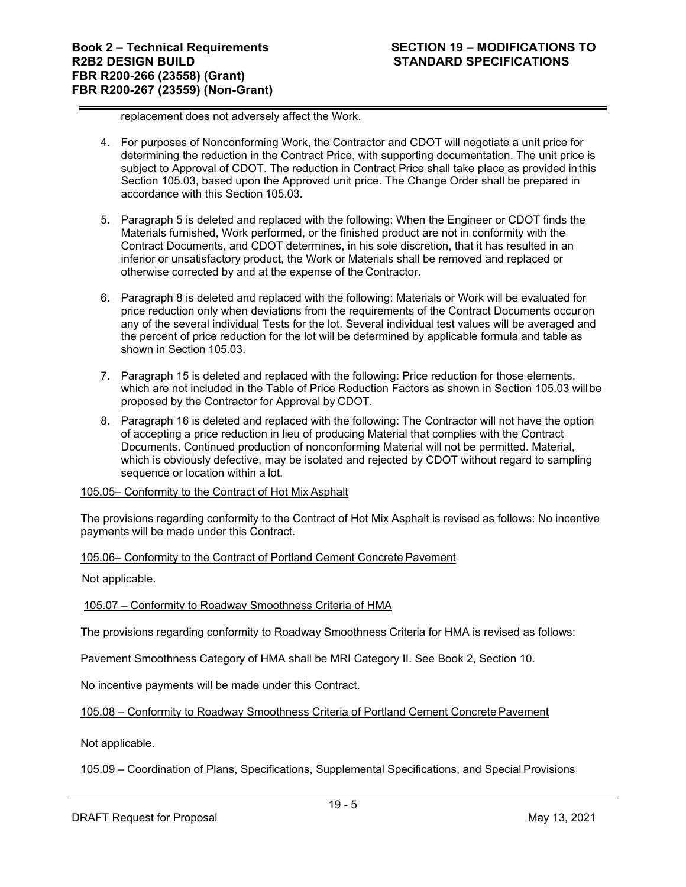replacement does not adversely affect the Work.

4. For purposes of Nonconforming Work, the Contractor and CDOT will negotiate a unit price for determining the reduction in the Contract Price, with supporting documentation. The unit price is subject to Approval of CDOT. The reduction in Contract Price shall take place as provided in this Section 105.03, based upon the Approved unit price. The Change Order shall be prepared in accordance with this Section 105.03.

5. Paragraph 5 is deleted and replaced with the following: When the Engineer or CDOT finds the Materials furnished, Work performed, or the finished product are not in conformity with the Contract Documents, and CDOT determines, in his sole discretion, that it has resulted in an inferior or unsatisfactory product, the Work or Materials shall be removed and replaced or otherwise corrected by and at the expense of the Contractor.

6. Paragraph 8 is deleted and replaced with the following: Materials or Work will be evaluated for price reduction only when deviations from the requirements of the Contract Documents occur on any of the several individual Tests for the lot. Several individual test values will be averaged and the percent of price reduction for the lot will be determined by applicable formula and table as shown in Section 105.03.

7. Paragraph 15 is deleted and replaced with the following: Price reduction for those elements, which are not included in the Table of Price Reduction Factors as shown in Section 105.03 will be proposed by the Contractor for Approval by CDOT.

8. Paragraph 16 is deleted and replaced with the following: The Contractor will not have the option of accepting a price reduction in lieu of producing Material that complies with the Contract Documents. Continued production of nonconforming Material will not be permitted. Material, which is obviously defective, may be isolated and rejected by CDOT without regard to sampling sequence or location within a lot.

105.05– Conformity to the Contract of Hot Mix Asphalt

The provisions regarding conformity to the Contract of Hot Mix Asphalt is revised as follows: No incentive payments will be made under this Contract.

105.06– Conformity to the Contract of Portland Cement Concrete Pavement

Not applicable.

105.07 – Conformity to Roadway Smoothness Criteria of HMA

The provisions regarding conformity to Roadway Smoothness Criteria for HMA is revised as follows:

Pavement Smoothness Category of HMA shall be MRI Category II. See Book 2, Section 10.

No incentive payments will be made under this Contract.

105.08 – Conformity to Roadway Smoothness Criteria of Portland Cement Concrete Pavement

Not applicable.

105.09 – Coordination of Plans, Specifications, Supplemental Specifications, and Special Provisions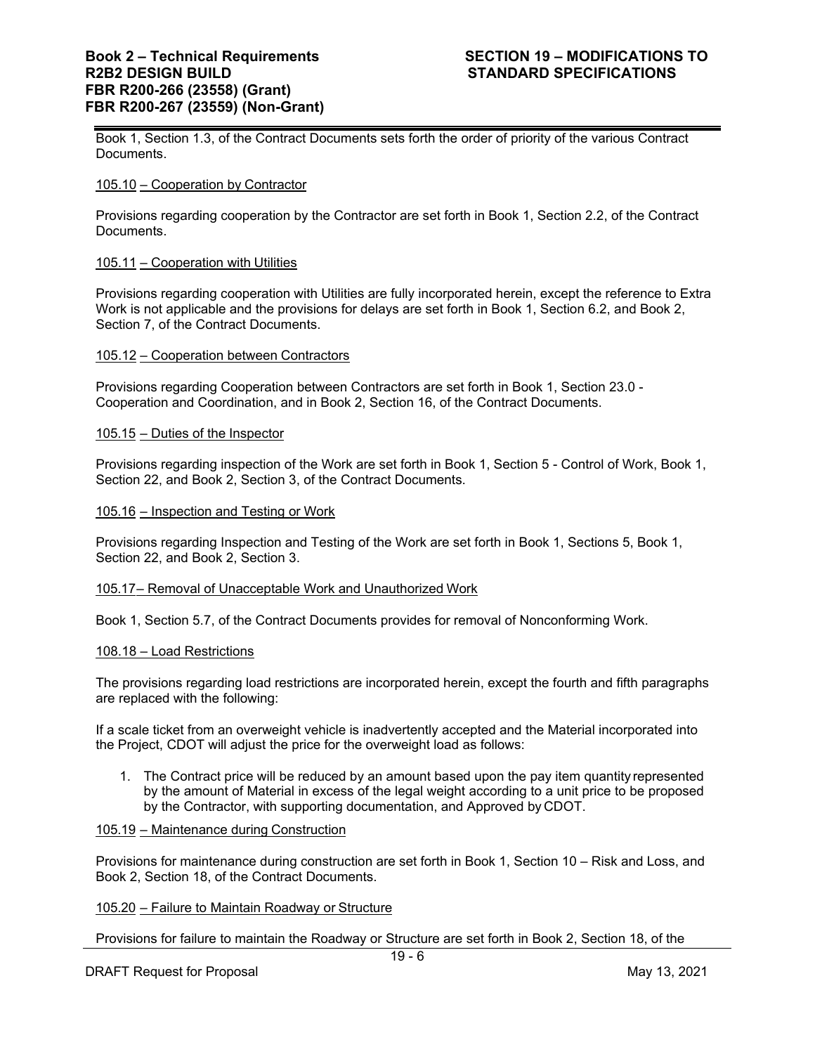Book 1, Section 1.3, of the Contract Documents sets forth the order of priority of the various Contract Documents.

105.10 – Cooperation by Contractor

Provisions regarding cooperation by the Contractor are set forth in Book 1, Section 2.2, of the Contract Documents.

105.11 – Cooperation with Utilities

Provisions regarding cooperation with Utilities are fully incorporated herein, except the reference to Extra Work is not applicable and the provisions for delays are set forth in Book 1, Section 6.2, and Book 2, Section 7, of the Contract Documents.

105.12 – Cooperation between Contractors

Provisions regarding Cooperation between Contractors are set forth in Book 1, Section 23.0 - Cooperation and Coordination, and in Book 2, Section 16, of the Contract Documents.

105.15 – Duties of the Inspector

Provisions regarding inspection of the Work are set forth in Book 1, Section 5 - Control of Work, Book 1, Section 22, and Book 2, Section 3, of the Contract Documents.

105.16 – Inspection and Testing or Work

Provisions regarding Inspection and Testing of the Work are set forth in Book 1, Sections 5, Book 1, Section 22, and Book 2, Section 3.

105.17– Removal of Unacceptable Work and Unauthorized Work

Book 1, Section 5.7, of the Contract Documents provides for removal of Nonconforming Work.

108.18 – Load Restrictions

The provisions regarding load restrictions are incorporated herein, except the fourth and fifth paragraphs are replaced with the following:

If a scale ticket from an overweight vehicle is inadvertently accepted and the Material incorporated into the Project, CDOT will adjust the price for the overweight load as follows:

1. The Contract price will be reduced by an amount based upon the pay item quantity represented by the amount of Material in excess of the legal weight according to a unit price to be proposed by the Contractor, with supporting documentation, and Approved by CDOT.

105.19 – Maintenance during Construction

Provisions for maintenance during construction are set forth in Book 1, Section 10 – Risk and Loss, and Book 2, Section 18, of the Contract Documents.

105.20 – Failure to Maintain Roadway or Structure

Provisions for failure to maintain the Roadway or Structure are set forth in Book 2, Section 18, of the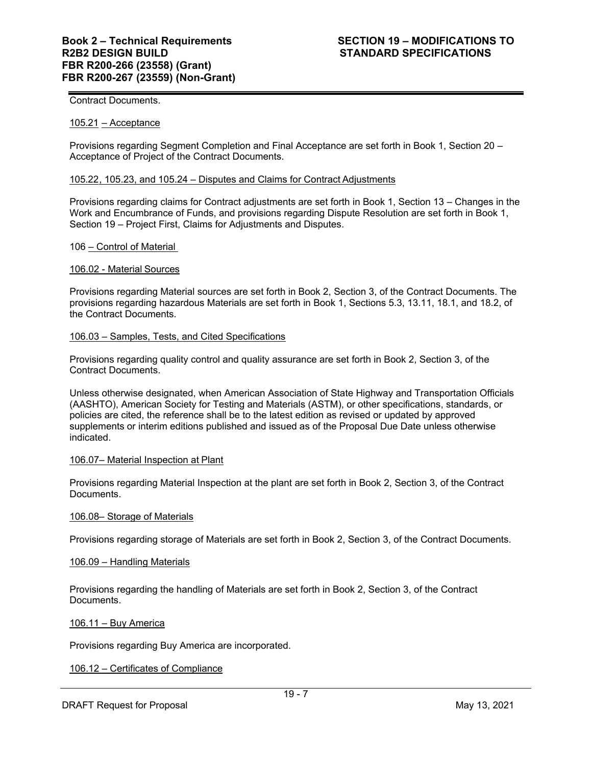Contract Documents.

105.21 – Acceptance

Provisions regarding Segment Completion and Final Acceptance are set forth in Book 1, Section 20 – Acceptance of Project of the Contract Documents.

105.22, 105.23, and 105.24 – Disputes and Claims for Contract Adjustments

Provisions regarding claims for Contract adjustments are set forth in Book 1, Section 13 – Changes in the Work and Encumbrance of Funds, and provisions regarding Dispute Resolution are set forth in Book 1, Section 19 – Project First, Claims for Adjustments and Disputes.

106 – Control of Material

106.02 - Material Sources

Provisions regarding Material sources are set forth in Book 2, Section 3, of the Contract Documents. The provisions regarding hazardous Materials are set forth in Book 1, Sections 5.3, 13.11, 18.1, and 18.2, of the Contract Documents.

106.03 – Samples, Tests, and Cited Specifications

Provisions regarding quality control and quality assurance are set forth in Book 2, Section 3, of the Contract Documents.

Unless otherwise designated, when American Association of State Highway and Transportation Officials (AASHTO), American Society for Testing and Materials (ASTM), or other specifications, standards, or policies are cited, the reference shall be to the latest edition as revised or updated by approved supplements or interim editions published and issued as of the Proposal Due Date unless otherwise indicated.

106.07– Material Inspection at Plant

Provisions regarding Material Inspection at the plant are set forth in Book 2, Section 3, of the Contract Documents.

106.08– Storage of Materials

Provisions regarding storage of Materials are set forth in Book 2, Section 3, of the Contract Documents.

106.09 – Handling Materials

Provisions regarding the handling of Materials are set forth in Book 2, Section 3, of the Contract Documents.

106.11 – Buy America

Provisions regarding Buy America are incorporated.

106.12 – Certificates of Compliance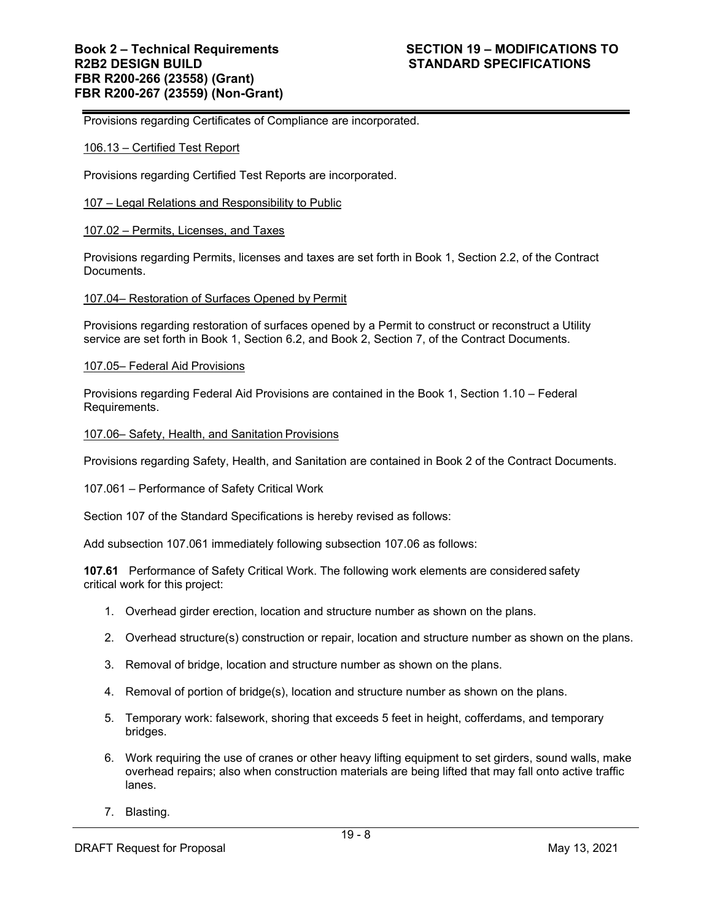Provisions regarding Certificates of Compliance are incorporated.

106.13 – Certified Test Report

Provisions regarding Certified Test Reports are incorporated.

107 – Legal Relations and Responsibility to Public

107.02 – Permits, Licenses, and Taxes

Provisions regarding Permits, licenses and taxes are set forth in Book 1, Section 2.2, of the Contract Documents.

107.04– Restoration of Surfaces Opened by Permit

Provisions regarding restoration of surfaces opened by a Permit to construct or reconstruct a Utility service are set forth in Book 1, Section 6.2, and Book 2, Section 7, of the Contract Documents.

107.05– Federal Aid Provisions

Provisions regarding Federal Aid Provisions are contained in the Book 1, Section 1.10 – Federal Requirements.

107.06– Safety, Health, and Sanitation Provisions

Provisions regarding Safety, Health, and Sanitation are contained in Book 2 of the Contract Documents.

107.061 – Performance of Safety Critical Work

Section 107 of the Standard Specifications is hereby revised as follows:

Add subsection 107.061 immediately following subsection 107.06 as follows:

**107.61** Performance of Safety Critical Work. The following work elements are considered safety critical work for this project:

1. Overhead girder erection, location and structure number as shown on the plans.
2. Overhead structure(s) construction or repair, location and structure number as shown on the plans.
3. Removal of bridge, location and structure number as shown on the plans.
4. Removal of portion of bridge(s), location and structure number as shown on the plans.
5. Temporary work: falsework, shoring that exceeds 5 feet in height, cofferdams, and temporary bridges.
6. Work requiring the use of cranes or other heavy lifting equipment to set girders, sound walls, make overhead repairs; also when construction materials are being lifted that may fall onto active traffic lanes.
7. Blasting.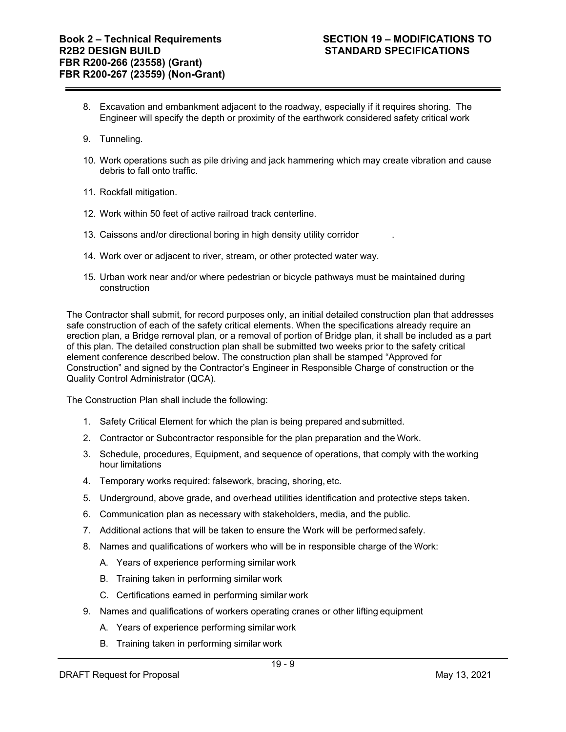8. Excavation and embankment adjacent to the roadway, especially if it requires shoring. The Engineer will specify the depth or proximity of the earthwork considered safety critical work

9. Tunneling.

10. Work operations such as pile driving and jack hammering which may create vibration and cause debris to fall onto traffic.

11. Rockfall mitigation.

12. Work within 50 feet of active railroad track centerline.

13. Caissons and/or directional boring in high density utility corridor .

14. Work over or adjacent to river, stream, or other protected water way.

15. Urban work near and/or where pedestrian or bicycle pathways must be maintained during construction

The Contractor shall submit, for record purposes only, an initial detailed construction plan that addresses safe construction of each of the safety critical elements. When the specifications already require an erection plan, a Bridge removal plan, or a removal of portion of Bridge plan, it shall be included as a part of this plan. The detailed construction plan shall be submitted two weeks prior to the safety critical element conference described below. The construction plan shall be stamped "Approved for Construction" and signed by the Contractor's Engineer in Responsible Charge of construction or the Quality Control Administrator (QCA).

The Construction Plan shall include the following:

1. Safety Critical Element for which the plan is being prepared and submitted.
2. Contractor or Subcontractor responsible for the plan preparation and the Work.
3. Schedule, procedures, Equipment, and sequence of operations, that comply with the working hour limitations
4. Temporary works required: falsework, bracing, shoring, etc.
5. Underground, above grade, and overhead utilities identification and protective steps taken.
6. Communication plan as necessary with stakeholders, media, and the public.
7. Additional actions that will be taken to ensure the Work will be performed safely.
8. Names and qualifications of workers who will be in responsible charge of the Work:
   - A. Years of experience performing similar work
   - B. Training taken in performing similar work
   - C. Certifications earned in performing similar work
9. Names and qualifications of workers operating cranes or other lifting equipment
   - A. Years of experience performing similar work
   - B. Training taken in performing similar work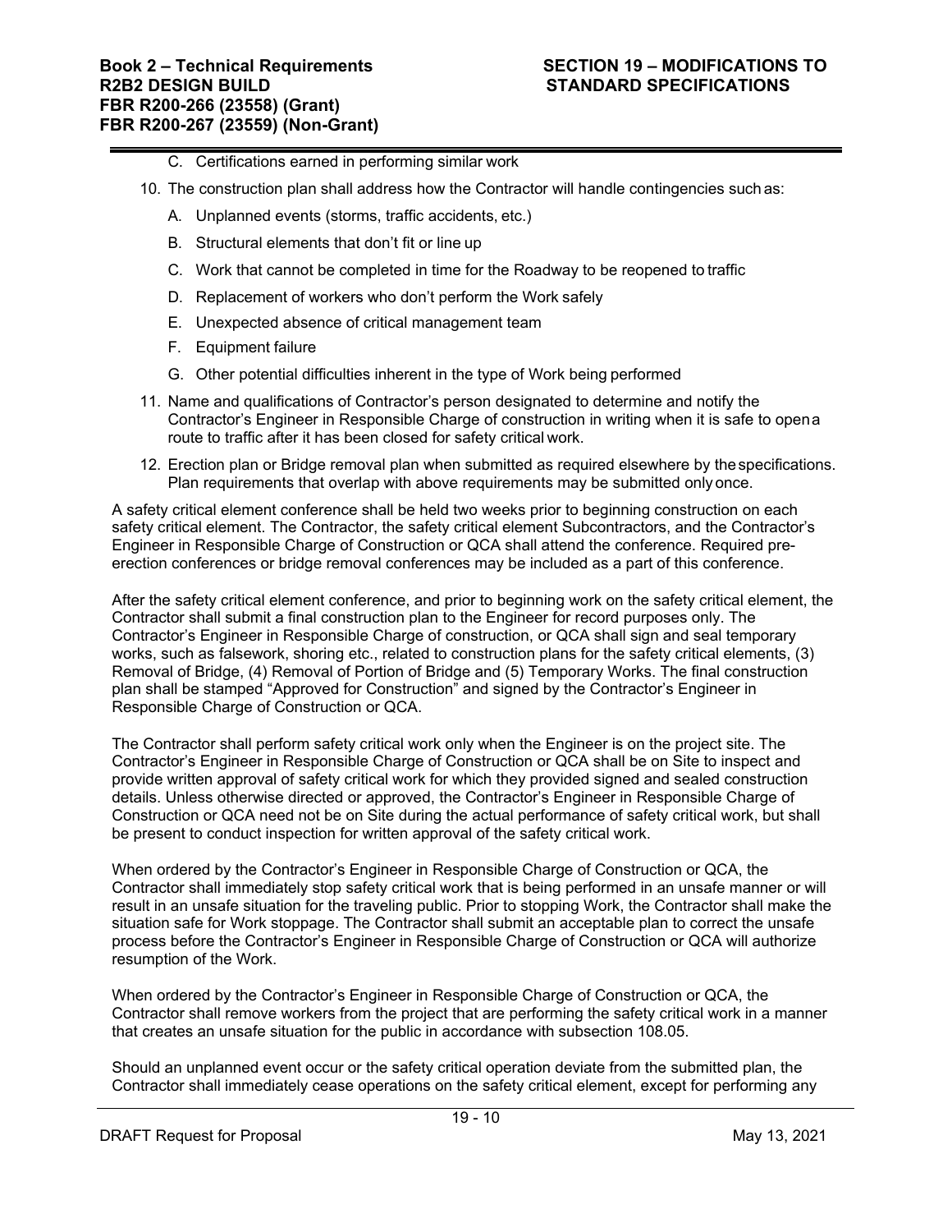C. Certifications earned in performing similar work

10. The construction plan shall address how the Contractor will handle contingencies such as:

    A. Unplanned events (storms, traffic accidents, etc.)

    B. Structural elements that don't fit or line up

    C. Work that cannot be completed in time for the Roadway to be reopened to traffic

    D. Replacement of workers who don't perform the Work safely

    E. Unexpected absence of critical management team

    F. Equipment failure

    G. Other potential difficulties inherent in the type of Work being performed

11. Name and qualifications of Contractor's person designated to determine and notify the Contractor's Engineer in Responsible Charge of construction in writing when it is safe to open a route to traffic after it has been closed for safety critical work.

12. Erection plan or Bridge removal plan when submitted as required elsewhere by the specifications. Plan requirements that overlap with above requirements may be submitted only once.

A safety critical element conference shall be held two weeks prior to beginning construction on each safety critical element. The Contractor, the safety critical element Subcontractors, and the Contractor's Engineer in Responsible Charge of Construction or QCA shall attend the conference. Required pre-erection conferences or bridge removal conferences may be included as a part of this conference.

After the safety critical element conference, and prior to beginning work on the safety critical element, the Contractor shall submit a final construction plan to the Engineer for record purposes only. The Contractor's Engineer in Responsible Charge of construction, or QCA shall sign and seal temporary works, such as falsework, shoring etc., related to construction plans for the safety critical elements, (3) Removal of Bridge, (4) Removal of Portion of Bridge and (5) Temporary Works. The final construction plan shall be stamped "Approved for Construction" and signed by the Contractor's Engineer in Responsible Charge of Construction or QCA.

The Contractor shall perform safety critical work only when the Engineer is on the project site. The Contractor's Engineer in Responsible Charge of Construction or QCA shall be on Site to inspect and provide written approval of safety critical work for which they provided signed and sealed construction details. Unless otherwise directed or approved, the Contractor's Engineer in Responsible Charge of Construction or QCA need not be on Site during the actual performance of safety critical work, but shall be present to conduct inspection for written approval of the safety critical work.

When ordered by the Contractor's Engineer in Responsible Charge of Construction or QCA, the Contractor shall immediately stop safety critical work that is being performed in an unsafe manner or will result in an unsafe situation for the traveling public. Prior to stopping Work, the Contractor shall make the situation safe for Work stoppage. The Contractor shall submit an acceptable plan to correct the unsafe process before the Contractor's Engineer in Responsible Charge of Construction or QCA will authorize resumption of the Work.

When ordered by the Contractor's Engineer in Responsible Charge of Construction or QCA, the Contractor shall remove workers from the project that are performing the safety critical work in a manner that creates an unsafe situation for the public in accordance with subsection 108.05.

Should an unplanned event occur or the safety critical operation deviate from the submitted plan, the Contractor shall immediately cease operations on the safety critical element, except for performing any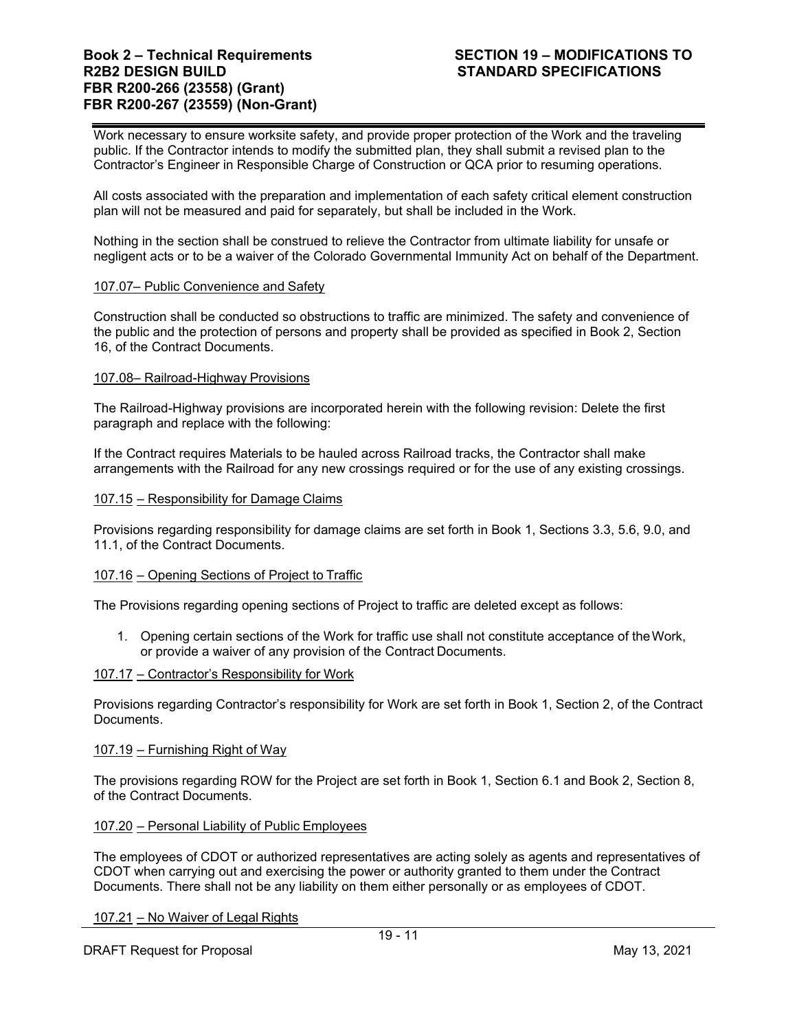Work necessary to ensure worksite safety, and provide proper protection of the Work and the traveling public. If the Contractor intends to modify the submitted plan, they shall submit a revised plan to the Contractor's Engineer in Responsible Charge of Construction or QCA prior to resuming operations.

All costs associated with the preparation and implementation of each safety critical element construction plan will not be measured and paid for separately, but shall be included in the Work.

Nothing in the section shall be construed to relieve the Contractor from ultimate liability for unsafe or negligent acts or to be a waiver of the Colorado Governmental Immunity Act on behalf of the Department.

107.07– Public Convenience and Safety

Construction shall be conducted so obstructions to traffic are minimized. The safety and convenience of the public and the protection of persons and property shall be provided as specified in Book 2, Section 16, of the Contract Documents.

107.08– Railroad-Highway Provisions

The Railroad-Highway provisions are incorporated herein with the following revision: Delete the first paragraph and replace with the following:

If the Contract requires Materials to be hauled across Railroad tracks, the Contractor shall make arrangements with the Railroad for any new crossings required or for the use of any existing crossings.

107.15 – Responsibility for Damage Claims

Provisions regarding responsibility for damage claims are set forth in Book 1, Sections 3.3, 5.6, 9.0, and 11.1, of the Contract Documents.

107.16 – Opening Sections of Project to Traffic

The Provisions regarding opening sections of Project to traffic are deleted except as follows:

1. Opening certain sections of the Work for traffic use shall not constitute acceptance of the Work, or provide a waiver of any provision of the Contract Documents.

107.17 – Contractor's Responsibility for Work

Provisions regarding Contractor's responsibility for Work are set forth in Book 1, Section 2, of the Contract Documents.

107.19 – Furnishing Right of Way

The provisions regarding ROW for the Project are set forth in Book 1, Section 6.1 and Book 2, Section 8, of the Contract Documents.

107.20 – Personal Liability of Public Employees

The employees of CDOT or authorized representatives are acting solely as agents and representatives of CDOT when carrying out and exercising the power or authority granted to them under the Contract Documents. There shall not be any liability on them either personally or as employees of CDOT.

107.21 – No Waiver of Legal Rights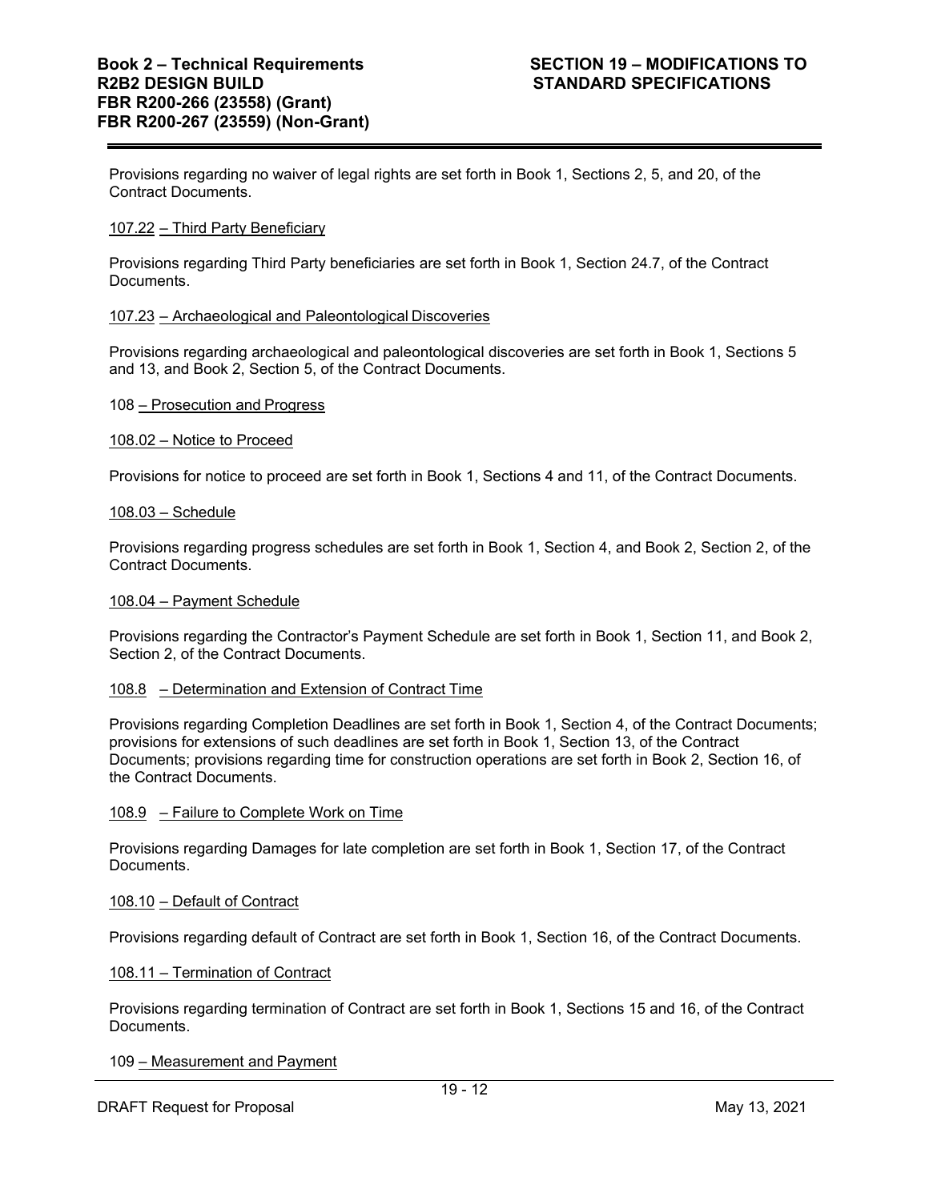Provisions regarding no waiver of legal rights are set forth in Book 1, Sections 2, 5, and 20, of the Contract Documents.

107.22 – Third Party Beneficiary

Provisions regarding Third Party beneficiaries are set forth in Book 1, Section 24.7, of the Contract Documents.

107.23 – Archaeological and Paleontological Discoveries

Provisions regarding archaeological and paleontological discoveries are set forth in Book 1, Sections 5 and 13, and Book 2, Section 5, of the Contract Documents.

108 – Prosecution and Progress

108.02 – Notice to Proceed

Provisions for notice to proceed are set forth in Book 1, Sections 4 and 11, of the Contract Documents.

108.03 – Schedule

Provisions regarding progress schedules are set forth in Book 1, Section 4, and Book 2, Section 2, of the Contract Documents.

108.04 – Payment Schedule

Provisions regarding the Contractor's Payment Schedule are set forth in Book 1, Section 11, and Book 2, Section 2, of the Contract Documents.

108.8 – Determination and Extension of Contract Time

Provisions regarding Completion Deadlines are set forth in Book 1, Section 4, of the Contract Documents; provisions for extensions of such deadlines are set forth in Book 1, Section 13, of the Contract Documents; provisions regarding time for construction operations are set forth in Book 2, Section 16, of the Contract Documents.

108.9 – Failure to Complete Work on Time

Provisions regarding Damages for late completion are set forth in Book 1, Section 17, of the Contract Documents.

108.10 – Default of Contract

Provisions regarding default of Contract are set forth in Book 1, Section 16, of the Contract Documents.

108.11 – Termination of Contract

Provisions regarding termination of Contract are set forth in Book 1, Sections 15 and 16, of the Contract Documents.

109 – Measurement and Payment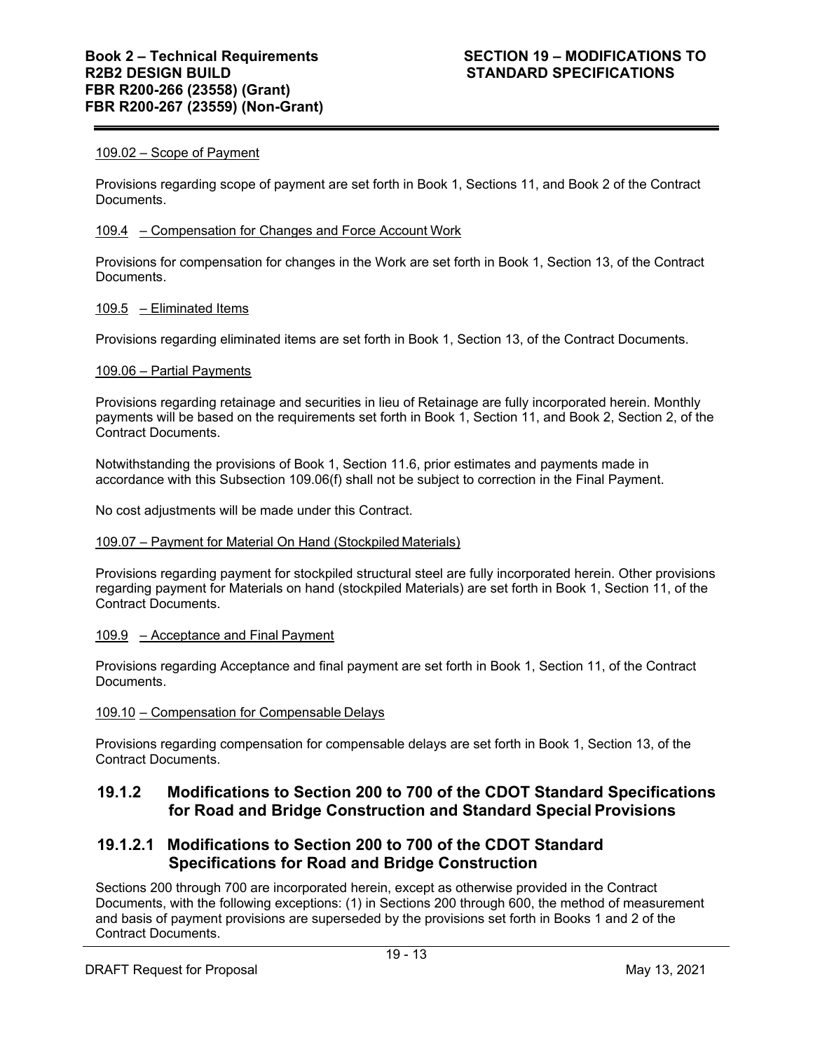109.02 – Scope of Payment

Provisions regarding scope of payment are set forth in Book 1, Sections 11, and Book 2 of the Contract Documents.

109.4 – Compensation for Changes and Force Account Work

Provisions for compensation for changes in the Work are set forth in Book 1, Section 13, of the Contract Documents.

109.5 – Eliminated Items

Provisions regarding eliminated items are set forth in Book 1, Section 13, of the Contract Documents.

109.06 – Partial Payments

Provisions regarding retainage and securities in lieu of Retainage are fully incorporated herein. Monthly payments will be based on the requirements set forth in Book 1, Section 11, and Book 2, Section 2, of the Contract Documents.

Notwithstanding the provisions of Book 1, Section 11.6, prior estimates and payments made in accordance with this Subsection 109.06(f) shall not be subject to correction in the Final Payment.

No cost adjustments will be made under this Contract.

109.07 – Payment for Material On Hand (Stockpiled Materials)

Provisions regarding payment for stockpiled structural steel are fully incorporated herein. Other provisions regarding payment for Materials on hand (stockpiled Materials) are set forth in Book 1, Section 11, of the Contract Documents.

109.9 – Acceptance and Final Payment

Provisions regarding Acceptance and final payment are set forth in Book 1, Section 11, of the Contract Documents.

109.10 – Compensation for Compensable Delays

Provisions regarding compensation for compensable delays are set forth in Book 1, Section 13, of the Contract Documents.

## 19.1.2 Modifications to Section 200 to 700 of the CDOT Standard Specifications for Road and Bridge Construction and Standard Special Provisions

### 19.1.2.1 Modifications to Section 200 to 700 of the CDOT Standard Specifications for Road and Bridge Construction

Sections 200 through 700 are incorporated herein, except as otherwise provided in the Contract Documents, with the following exceptions: (1) in Sections 200 through 600, the method of measurement and basis of payment provisions are superseded by the provisions set forth in Books 1 and 2 of the Contract Documents.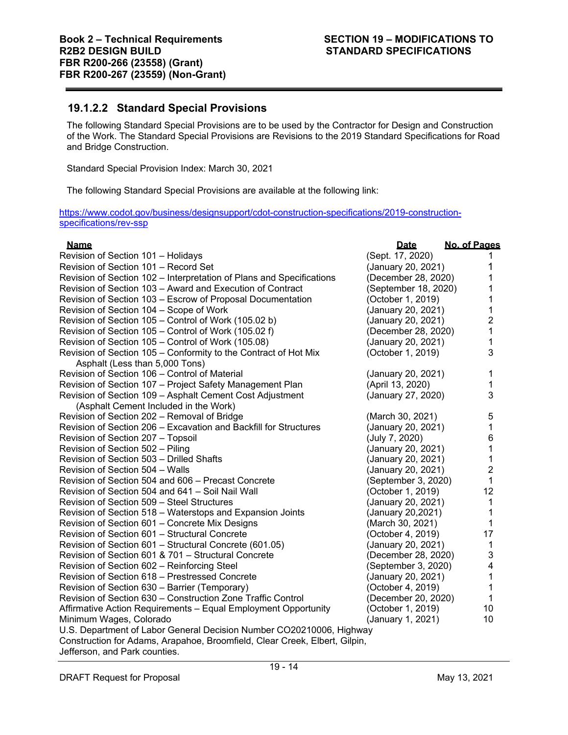### 19.1.2.2 Standard Special Provisions

The following Standard Special Provisions are to be used by the Contractor for Design and Construction of the Work. The Standard Special Provisions are Revisions to the 2019 Standard Specifications for Road and Bridge Construction.

Standard Special Provision Index: March 30, 2021

The following Standard Special Provisions are available at the following link:

https://www.codot.gov/business/designsupport/cdot-construction-specifications/2019-construction-specifications/rev-ssp

| Name | Date | No. of Pages |
|---|---|---|
| Revision of Section 101 – Holidays | (Sept. 17, 2020) | 1 |
| Revision of Section 101 – Record Set | (January 20, 2021) | 1 |
| Revision of Section 102 – Interpretation of Plans and Specifications | (December 28, 2020) | 1 |
| Revision of Section 103 – Award and Execution of Contract | (September 18, 2020) | 1 |
| Revision of Section 103 – Escrow of Proposal Documentation | (October 1, 2019) | 1 |
| Revision of Section 104 – Scope of Work | (January 20, 2021) | 1 |
| Revision of Section 105 – Control of Work (105.02 b) | (January 20, 2021) | 2 |
| Revision of Section 105 – Control of Work (105.02 f) | (December 28, 2020) | 1 |
| Revision of Section 105 – Control of Work (105.08) | (January 20, 2021) | 1 |
| Revision of Section 105 – Conformity to the Contract of Hot Mix Asphalt (Less than 5,000 Tons) | (October 1, 2019) | 3 |
| Revision of Section 106 – Control of Material | (January 20, 2021) | 1 |
| Revision of Section 107 – Project Safety Management Plan | (April 13, 2020) | 1 |
| Revision of Section 109 – Asphalt Cement Cost Adjustment (Asphalt Cement Included in the Work) | (January 27, 2020) | 3 |
| Revision of Section 202 – Removal of Bridge | (March 30, 2021) | 5 |
| Revision of Section 206 – Excavation and Backfill for Structures | (January 20, 2021) | 1 |
| Revision of Section 207 – Topsoil | (July 7, 2020) | 6 |
| Revision of Section 502 – Piling | (January 20, 2021) | 1 |
| Revision of Section 503 – Drilled Shafts | (January 20, 2021) | 1 |
| Revision of Section 504 – Walls | (January 20, 2021) | 2 |
| Revision of Section 504 and 606 – Precast Concrete | (September 3, 2020) | 1 |
| Revision of Section 504 and 641 – Soil Nail Wall | (October 1, 2019) | 12 |
| Revision of Section 509 – Steel Structures | (January 20, 2021) | 1 |
| Revision of Section 518 – Waterstops and Expansion Joints | (January 20,2021) | 1 |
| Revision of Section 601 – Concrete Mix Designs | (March 30, 2021) | 1 |
| Revision of Section 601 – Structural Concrete | (October 4, 2019) | 17 |
| Revision of Section 601 – Structural Concrete (601.05) | (January 20, 2021) | 1 |
| Revision of Section 601 & 701 – Structural Concrete | (December 28, 2020) | 3 |
| Revision of Section 602 – Reinforcing Steel | (September 3, 2020) | 4 |
| Revision of Section 618 – Prestressed Concrete | (January 20, 2021) | 1 |
| Revision of Section 630 – Barrier (Temporary) | (October 4, 2019) | 1 |
| Revision of Section 630 – Construction Zone Traffic Control | (December 20, 2020) | 1 |
| Affirmative Action Requirements – Equal Employment Opportunity | (October 1, 2019) | 10 |
| Minimum Wages, Colorado | (January 1, 2021) | 10 |
| U.S. Department of Labor General Decision Number CO20210006, Highway Construction for Adams, Arapahoe, Broomfield, Clear Creek, Elbert, Gilpin, Jefferson, and Park counties. | | |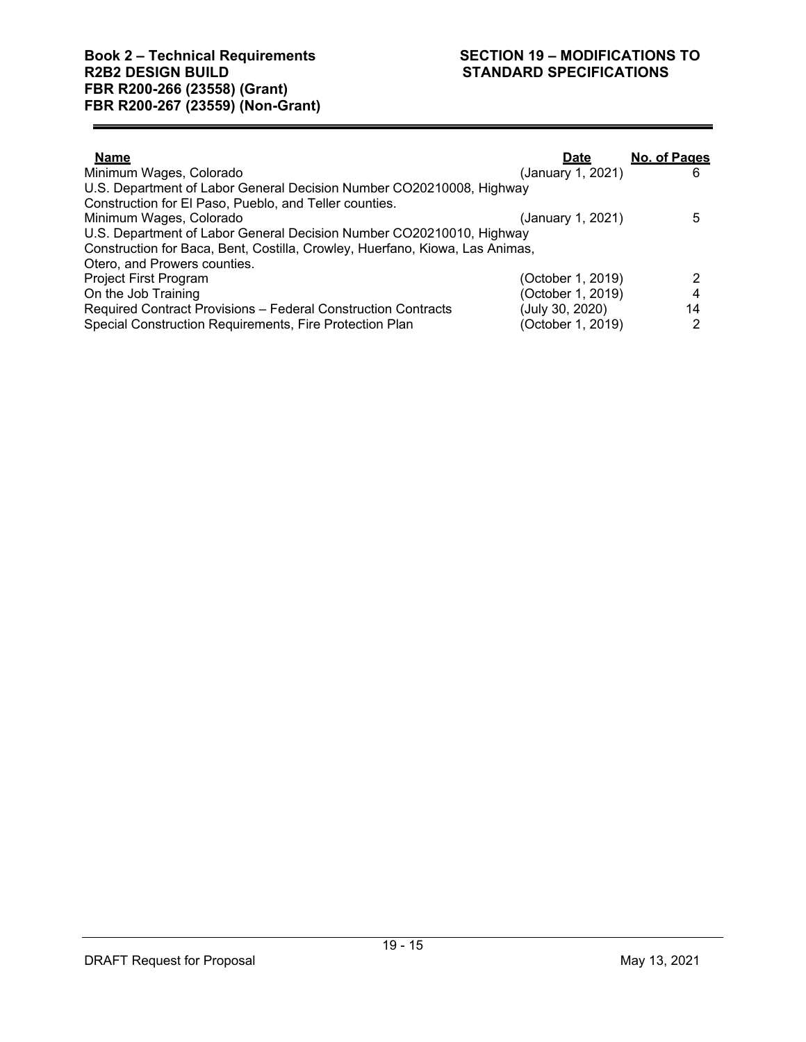| Name | Date | No. of Pages |
|---|---|---|
| Minimum Wages, Colorado<br>U.S. Department of Labor General Decision Number CO20210008, Highway Construction for El Paso, Pueblo, and Teller counties. | (January 1, 2021) | 6 |
| Minimum Wages, Colorado<br>U.S. Department of Labor General Decision Number CO20210010, Highway Construction for Baca, Bent, Costilla, Crowley, Huerfano, Kiowa, Las Animas, Otero, and Prowers counties. | (January 1, 2021) | 5 |
| Project First Program | (October 1, 2019) | 2 |
| On the Job Training | (October 1, 2019) | 4 |
| Required Contract Provisions – Federal Construction Contracts | (July 30, 2020) | 14 |
| Special Construction Requirements, Fire Protection Plan | (October 1, 2019) | 2 |